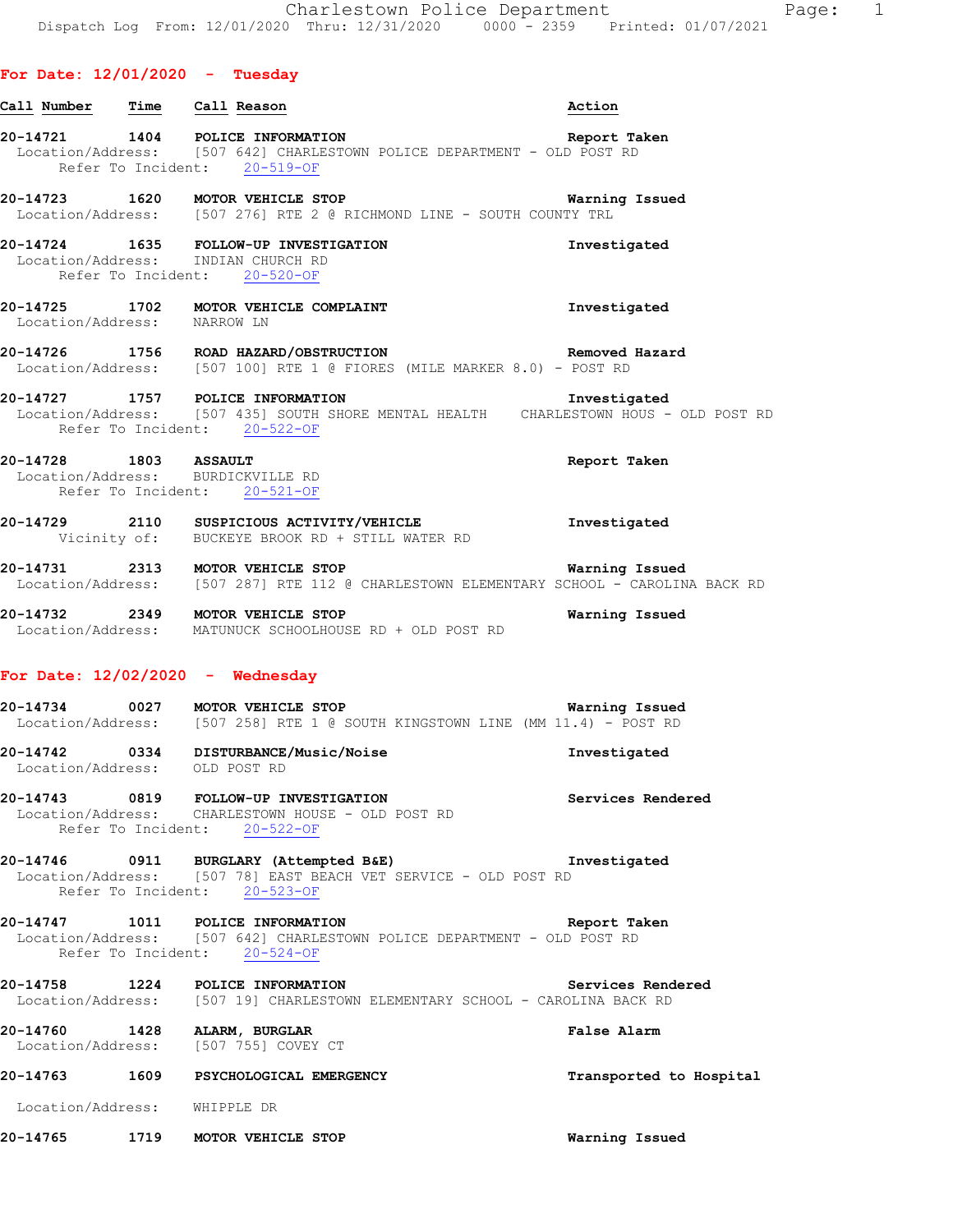# Charlestown Police Department

Dispatch Log From: 12/01/2020 Thru: 12/31/2020 0000 - 2359 Printed: 01/07/2021

## For Date: 12/01/2020 - Tuesday

| Call Number | Time | Call Reason | Action |
|---|---|---|---|

**20-14721** 1404 **POLICE INFORMATION** — Report Taken
Location/Address: [507 642] CHARLESTOWN POLICE DEPARTMENT - OLD POST RD
Refer To Incident: 20-519-OF

**20-14723** 1620 **MOTOR VEHICLE STOP** — Warning Issued
Location/Address: [507 276] RTE 2 @ RICHMOND LINE - SOUTH COUNTY TRL

**20-14724** 1635 **FOLLOW-UP INVESTIGATION** — Investigated
Location/Address: INDIAN CHURCH RD
Refer To Incident: 20-520-OF

**20-14725** 1702 **MOTOR VEHICLE COMPLAINT** — Investigated
Location/Address: NARROW LN

**20-14726** 1756 **ROAD HAZARD/OBSTRUCTION** — Removed Hazard
Location/Address: [507 100] RTE 1 @ FIORES (MILE MARKER 8.0) - POST RD

**20-14727** 1757 **POLICE INFORMATION** — Investigated
Location/Address: [507 435] SOUTH SHORE MENTAL HEALTH CHARLESTOWN HOUS - OLD POST RD
Refer To Incident: 20-522-OF

**20-14728** 1803 **ASSAULT** — Report Taken
Location/Address: BURDICKVILLE RD
Refer To Incident: 20-521-OF

**20-14729** 2110 **SUSPICIOUS ACTIVITY/VEHICLE** — Investigated
Vicinity of: BUCKEYE BROOK RD + STILL WATER RD

**20-14731** 2313 **MOTOR VEHICLE STOP** — Warning Issued
Location/Address: [507 287] RTE 112 @ CHARLESTOWN ELEMENTARY SCHOOL - CAROLINA BACK RD

**20-14732** 2349 **MOTOR VEHICLE STOP** — Warning Issued
Location/Address: MATUNUCK SCHOOLHOUSE RD + OLD POST RD

## For Date: 12/02/2020 - Wednesday

**20-14734** 0027 **MOTOR VEHICLE STOP** — Warning Issued
Location/Address: [507 258] RTE 1 @ SOUTH KINGSTOWN LINE (MM 11.4) - POST RD

**20-14742** 0334 **DISTURBANCE/Music/Noise** — Investigated
Location/Address: OLD POST RD

**20-14743** 0819 **FOLLOW-UP INVESTIGATION** — Services Rendered
Location/Address: CHARLESTOWN HOUSE - OLD POST RD
Refer To Incident: 20-522-OF

**20-14746** 0911 **BURGLARY (Attempted B&E)** — Investigated
Location/Address: [507 78] EAST BEACH VET SERVICE - OLD POST RD
Refer To Incident: 20-523-OF

**20-14747** 1011 **POLICE INFORMATION** — Report Taken
Location/Address: [507 642] CHARLESTOWN POLICE DEPARTMENT - OLD POST RD
Refer To Incident: 20-524-OF

**20-14758** 1224 **POLICE INFORMATION** — Services Rendered
Location/Address: [507 19] CHARLESTOWN ELEMENTARY SCHOOL - CAROLINA BACK RD

**20-14760** 1428 **ALARM, BURGLAR** — False Alarm
Location/Address: [507 755] COVEY CT

**20-14763** 1609 **PSYCHOLOGICAL EMERGENCY** — Transported to Hospital
Location/Address: WHIPPLE DR

**20-14765** 1719 **MOTOR VEHICLE STOP** — Warning Issued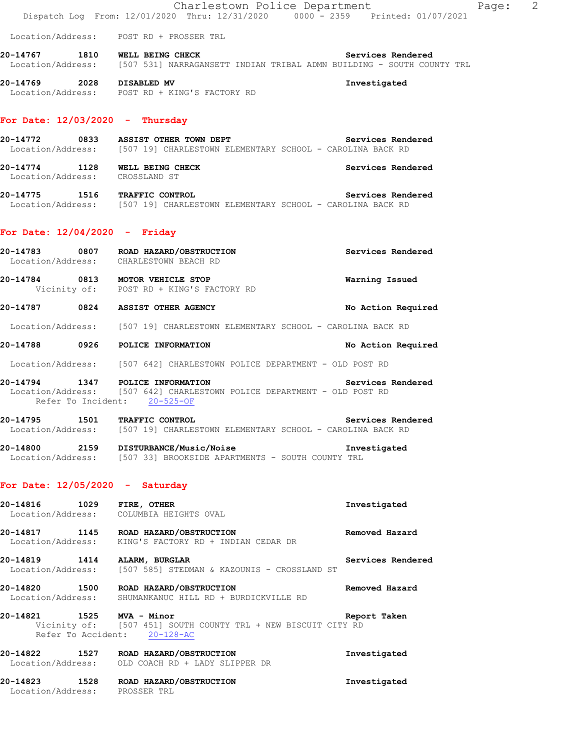Location/Address: POST RD + PROSSER TRL

**20-14767** 1810 **WELL BEING CHECK** Services Rendered
Location/Address: [507 531] NARRAGANSETT INDIAN TRIBAL ADMN BUILDING - SOUTH COUNTY TRL

**20-14769** 2028 **DISABLED MV** Investigated
Location/Address: POST RD + KING'S FACTORY RD

## For Date: 12/03/2020 - Thursday

**20-14772** 0833 **ASSIST OTHER TOWN DEPT** Services Rendered
Location/Address: [507 19] CHARLESTOWN ELEMENTARY SCHOOL - CAROLINA BACK RD

**20-14774** 1128 **WELL BEING CHECK** Services Rendered
Location/Address: CROSSLAND ST

**20-14775** 1516 **TRAFFIC CONTROL** Services Rendered
Location/Address: [507 19] CHARLESTOWN ELEMENTARY SCHOOL - CAROLINA BACK RD

## For Date: 12/04/2020 - Friday

**20-14783** 0807 **ROAD HAZARD/OBSTRUCTION** Services Rendered
Location/Address: CHARLESTOWN BEACH RD

**20-14784** 0813 **MOTOR VEHICLE STOP** Warning Issued
Vicinity of: POST RD + KING'S FACTORY RD

**20-14787** 0824 **ASSIST OTHER AGENCY** No Action Required
Location/Address: [507 19] CHARLESTOWN ELEMENTARY SCHOOL - CAROLINA BACK RD

**20-14788** 0926 **POLICE INFORMATION** No Action Required
Location/Address: [507 642] CHARLESTOWN POLICE DEPARTMENT - OLD POST RD

**20-14794** 1347 **POLICE INFORMATION** Services Rendered
Location/Address: [507 642] CHARLESTOWN POLICE DEPARTMENT - OLD POST RD
Refer To Incident: 20-525-OF

**20-14795** 1501 **TRAFFIC CONTROL** Services Rendered
Location/Address: [507 19] CHARLESTOWN ELEMENTARY SCHOOL - CAROLINA BACK RD

**20-14800** 2159 **DISTURBANCE/Music/Noise** Investigated
Location/Address: [507 33] BROOKSIDE APARTMENTS - SOUTH COUNTY TRL

## For Date: 12/05/2020 - Saturday

**20-14816** 1029 **FIRE, OTHER** Investigated
Location/Address: COLUMBIA HEIGHTS OVAL

**20-14817** 1145 **ROAD HAZARD/OBSTRUCTION** Removed Hazard
Location/Address: KING'S FACTORY RD + INDIAN CEDAR DR

**20-14819** 1414 **ALARM, BURGLAR** Services Rendered
Location/Address: [507 585] STEDMAN & KAZOUNIS - CROSSLAND ST

**20-14820** 1500 **ROAD HAZARD/OBSTRUCTION** Removed Hazard
Location/Address: SHUMANKANUC HILL RD + BURDICKVILLE RD

**20-14821** 1525 **MVA - Minor** Report Taken
Vicinity of: [507 451] SOUTH COUNTY TRL + NEW BISCUIT CITY RD
Refer To Accident: 20-128-AC

**20-14822** 1527 **ROAD HAZARD/OBSTRUCTION** Investigated
Location/Address: OLD COACH RD + LADY SLIPPER DR

**20-14823** 1528 **ROAD HAZARD/OBSTRUCTION** Investigated
Location/Address: PROSSER TRL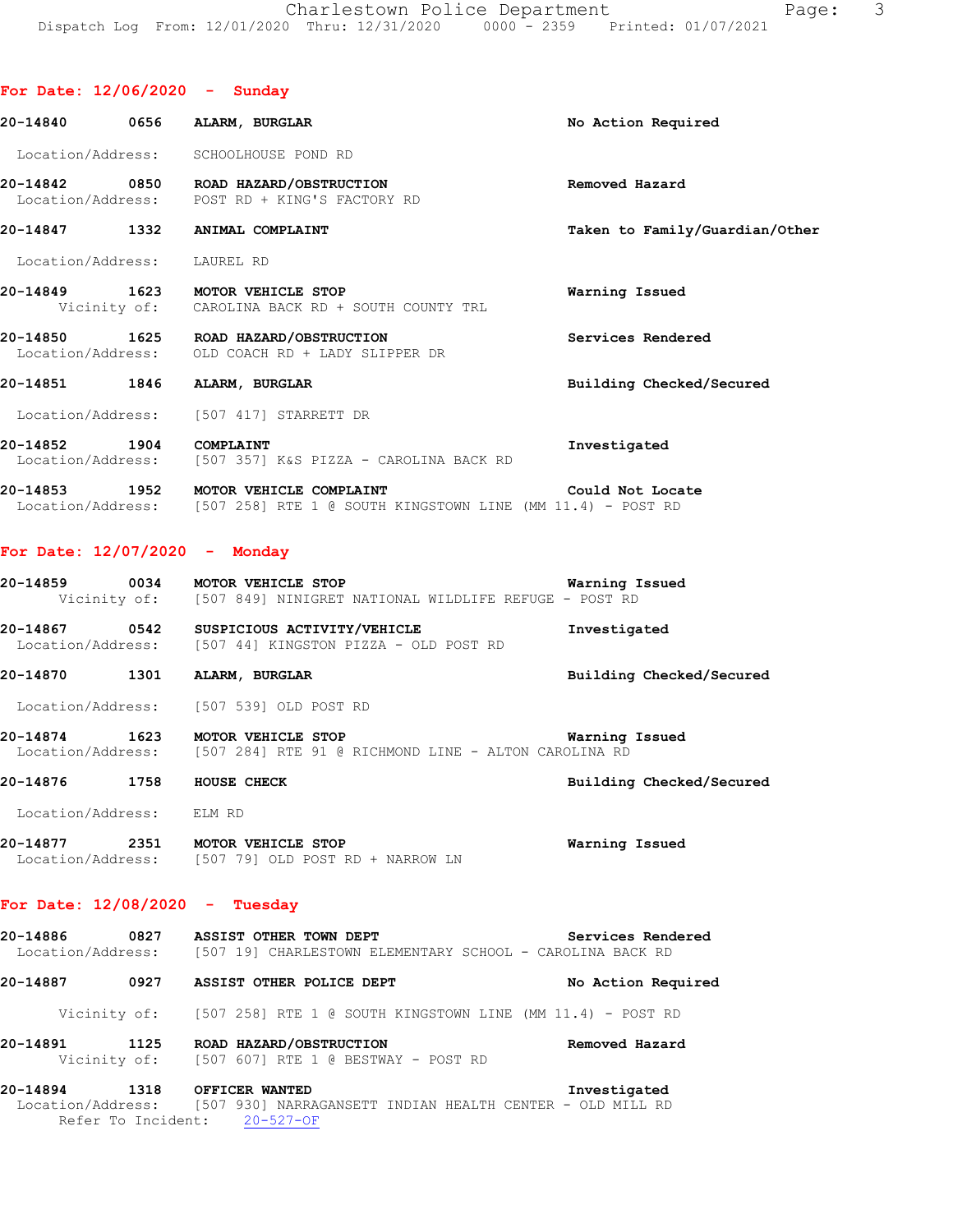## For Date: 12/06/2020 - Sunday

**20-14840** 0656 **ALARM, BURGLAR** — **No Action Required**
Location/Address: SCHOOLHOUSE POND RD

**20-14842** 0850 **ROAD HAZARD/OBSTRUCTION** — **Removed Hazard**
Location/Address: POST RD + KING'S FACTORY RD

**20-14847** 1332 **ANIMAL COMPLAINT** — **Taken to Family/Guardian/Other**
Location/Address: LAUREL RD

**20-14849** 1623 **MOTOR VEHICLE STOP** — **Warning Issued**
Vicinity of: CAROLINA BACK RD + SOUTH COUNTY TRL

**20-14850** 1625 **ROAD HAZARD/OBSTRUCTION** — **Services Rendered**
Location/Address: OLD COACH RD + LADY SLIPPER DR

**20-14851** 1846 **ALARM, BURGLAR** — **Building Checked/Secured**
Location/Address: [507 417] STARRETT DR

**20-14852** 1904 **COMPLAINT** — **Investigated**
Location/Address: [507 357] K&S PIZZA - CAROLINA BACK RD

**20-14853** 1952 **MOTOR VEHICLE COMPLAINT** — **Could Not Locate**
Location/Address: [507 258] RTE 1 @ SOUTH KINGSTOWN LINE (MM 11.4) - POST RD

## For Date: 12/07/2020 - Monday

**20-14859** 0034 **MOTOR VEHICLE STOP** — **Warning Issued**
Vicinity of: [507 849] NINIGRET NATIONAL WILDLIFE REFUGE - POST RD

**20-14867** 0542 **SUSPICIOUS ACTIVITY/VEHICLE** — **Investigated**
Location/Address: [507 44] KINGSTON PIZZA - OLD POST RD

**20-14870** 1301 **ALARM, BURGLAR** — **Building Checked/Secured**
Location/Address: [507 539] OLD POST RD

**20-14874** 1623 **MOTOR VEHICLE STOP** — **Warning Issued**
Location/Address: [507 284] RTE 91 @ RICHMOND LINE - ALTON CAROLINA RD

**20-14876** 1758 **HOUSE CHECK** — **Building Checked/Secured**
Location/Address: ELM RD

**20-14877** 2351 **MOTOR VEHICLE STOP** — **Warning Issued**
Location/Address: [507 79] OLD POST RD + NARROW LN

## For Date: 12/08/2020 - Tuesday

**20-14886** 0827 **ASSIST OTHER TOWN DEPT** — **Services Rendered**
Location/Address: [507 19] CHARLESTOWN ELEMENTARY SCHOOL - CAROLINA BACK RD

**20-14887** 0927 **ASSIST OTHER POLICE DEPT** — **No Action Required**
Vicinity of: [507 258] RTE 1 @ SOUTH KINGSTOWN LINE (MM 11.4) - POST RD

**20-14891** 1125 **ROAD HAZARD/OBSTRUCTION** — **Removed Hazard**
Vicinity of: [507 607] RTE 1 @ BESTWAY - POST RD

**20-14894** 1318 **OFFICER WANTED** — **Investigated**
Location/Address: [507 930] NARRAGANSETT INDIAN HEALTH CENTER - OLD MILL RD
Refer To Incident: 20-527-OF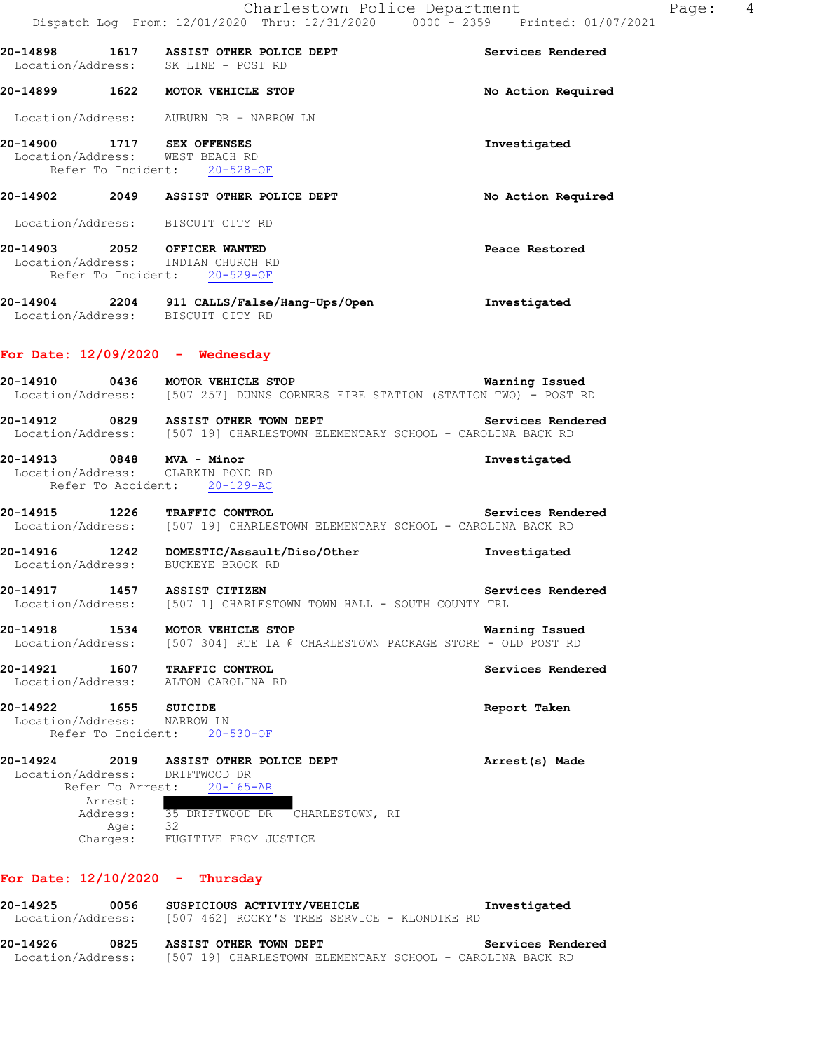20-14898 1617 **ASSIST OTHER POLICE DEPT** **Services Rendered**
Location/Address: SK LINE - POST RD

20-14899 1622 **MOTOR VEHICLE STOP** **No Action Required**
Location/Address: AUBURN DR + NARROW LN

20-14900 1717 **SEX OFFENSES** **Investigated**
Location/Address: WEST BEACH RD
Refer To Incident: 20-528-OF

20-14902 2049 **ASSIST OTHER POLICE DEPT** **No Action Required**
Location/Address: BISCUIT CITY RD

20-14903 2052 **OFFICER WANTED** **Peace Restored**
Location/Address: INDIAN CHURCH RD
Refer To Incident: 20-529-OF

20-14904 2204 **911 CALLS/False/Hang-Ups/Open** **Investigated**
Location/Address: BISCUIT CITY RD

## For Date: 12/09/2020 - Wednesday

20-14910 0436 **MOTOR VEHICLE STOP** **Warning Issued**
Location/Address: [507 257] DUNNS CORNERS FIRE STATION (STATION TWO) - POST RD

20-14912 0829 **ASSIST OTHER TOWN DEPT** **Services Rendered**
Location/Address: [507 19] CHARLESTOWN ELEMENTARY SCHOOL - CAROLINA BACK RD

20-14913 0848 **MVA - Minor** **Investigated**
Location/Address: CLARKIN POND RD
Refer To Accident: 20-129-AC

20-14915 1226 **TRAFFIC CONTROL** **Services Rendered**
Location/Address: [507 19] CHARLESTOWN ELEMENTARY SCHOOL - CAROLINA BACK RD

20-14916 1242 **DOMESTIC/Assault/Diso/Other** **Investigated**
Location/Address: BUCKEYE BROOK RD

20-14917 1457 **ASSIST CITIZEN** **Services Rendered**
Location/Address: [507 1] CHARLESTOWN TOWN HALL - SOUTH COUNTY TRL

20-14918 1534 **MOTOR VEHICLE STOP** **Warning Issued**
Location/Address: [507 304] RTE 1A @ CHARLESTOWN PACKAGE STORE - OLD POST RD

20-14921 1607 **TRAFFIC CONTROL** **Services Rendered**
Location/Address: ALTON CAROLINA RD

20-14922 1655 **SUICIDE** **Report Taken**
Location/Address: NARROW LN
Refer To Incident: 20-530-OF

20-14924 2019 **ASSIST OTHER POLICE DEPT** **Arrest(s) Made**
Location/Address: DRIFTWOOD DR
Refer To Arrest: 20-165-AR
Arrest: [REDACTED]
Address: 35 DRIFTWOOD DR CHARLESTOWN, RI
Age: 32
Charges: FUGITIVE FROM JUSTICE

## For Date: 12/10/2020 - Thursday

20-14925 0056 **SUSPICIOUS ACTIVITY/VEHICLE** **Investigated**
Location/Address: [507 462] ROCKY'S TREE SERVICE - KLONDIKE RD

20-14926 0825 **ASSIST OTHER TOWN DEPT** **Services Rendered**
Location/Address: [507 19] CHARLESTOWN ELEMENTARY SCHOOL - CAROLINA BACK RD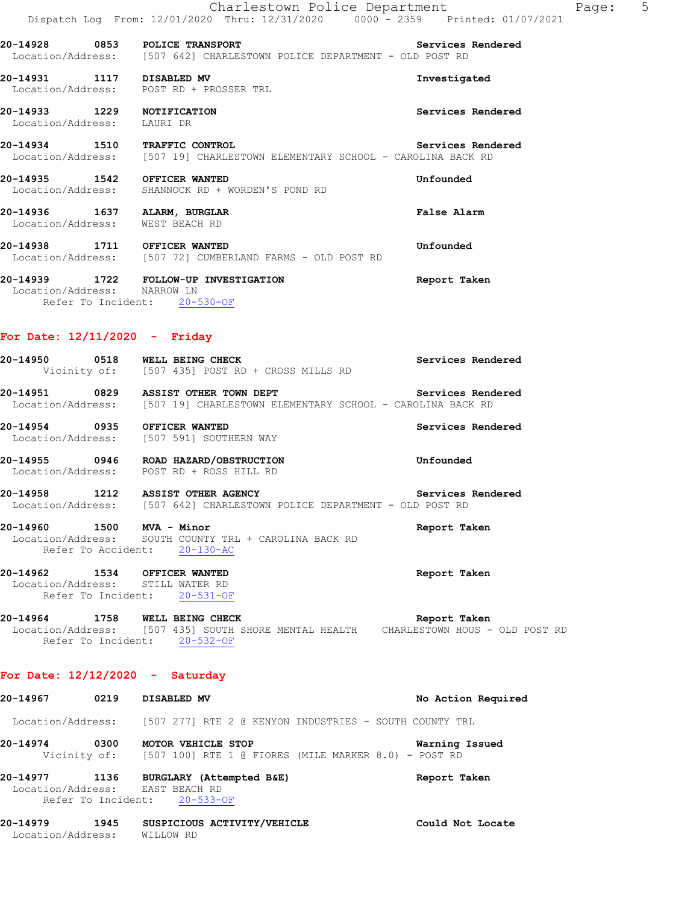20-14928 0853 **POLICE TRANSPORT** **Services Rendered**
Location/Address: [507 642] CHARLESTOWN POLICE DEPARTMENT - OLD POST RD

20-14931 1117 **DISABLED MV** **Investigated**
Location/Address: POST RD + PROSSER TRL

20-14933 1229 **NOTIFICATION** **Services Rendered**
Location/Address: LAURI DR

20-14934 1510 **TRAFFIC CONTROL** **Services Rendered**
Location/Address: [507 19] CHARLESTOWN ELEMENTARY SCHOOL - CAROLINA BACK RD

20-14935 1542 **OFFICER WANTED** **Unfounded**
Location/Address: SHANNOCK RD + WORDEN'S POND RD

20-14936 1637 **ALARM, BURGLAR** **False Alarm**
Location/Address: WEST BEACH RD

20-14938 1711 **OFFICER WANTED** **Unfounded**
Location/Address: [507 72] CUMBERLAND FARMS - OLD POST RD

20-14939 1722 **FOLLOW-UP INVESTIGATION** **Report Taken**
Location/Address: NARROW LN
Refer To Incident: 20-530-OF

## For Date: 12/11/2020 - Friday

20-14950 0518 **WELL BEING CHECK** **Services Rendered**
Vicinity of: [507 435] POST RD + CROSS MILLS RD

20-14951 0829 **ASSIST OTHER TOWN DEPT** **Services Rendered**
Location/Address: [507 19] CHARLESTOWN ELEMENTARY SCHOOL - CAROLINA BACK RD

20-14954 0935 **OFFICER WANTED** **Services Rendered**
Location/Address: [507 591] SOUTHERN WAY

20-14955 0946 **ROAD HAZARD/OBSTRUCTION** **Unfounded**
Location/Address: POST RD + ROSS HILL RD

20-14958 1212 **ASSIST OTHER AGENCY** **Services Rendered**
Location/Address: [507 642] CHARLESTOWN POLICE DEPARTMENT - OLD POST RD

20-14960 1500 **MVA - Minor** **Report Taken**
Location/Address: SOUTH COUNTY TRL + CAROLINA BACK RD
Refer To Accident: 20-130-AC

20-14962 1534 **OFFICER WANTED** **Report Taken**
Location/Address: STILL WATER RD
Refer To Incident: 20-531-OF

20-14964 1758 **WELL BEING CHECK** **Report Taken**
Location/Address: [507 435] SOUTH SHORE MENTAL HEALTH CHARLESTOWN HOUS - OLD POST RD
Refer To Incident: 20-532-OF

## For Date: 12/12/2020 - Saturday

20-14967 0219 **DISABLED MV** **No Action Required**
Location/Address: [507 277] RTE 2 @ KENYON INDUSTRIES - SOUTH COUNTY TRL

20-14974 0300 **MOTOR VEHICLE STOP** **Warning Issued**
Vicinity of: [507 100] RTE 1 @ FIORES (MILE MARKER 8.0) - POST RD

20-14977 1136 **BURGLARY (Attempted B&E)** **Report Taken**
Location/Address: EAST BEACH RD
Refer To Incident: 20-533-OF

20-14979 1945 **SUSPICIOUS ACTIVITY/VEHICLE** **Could Not Locate**
Location/Address: WILLOW RD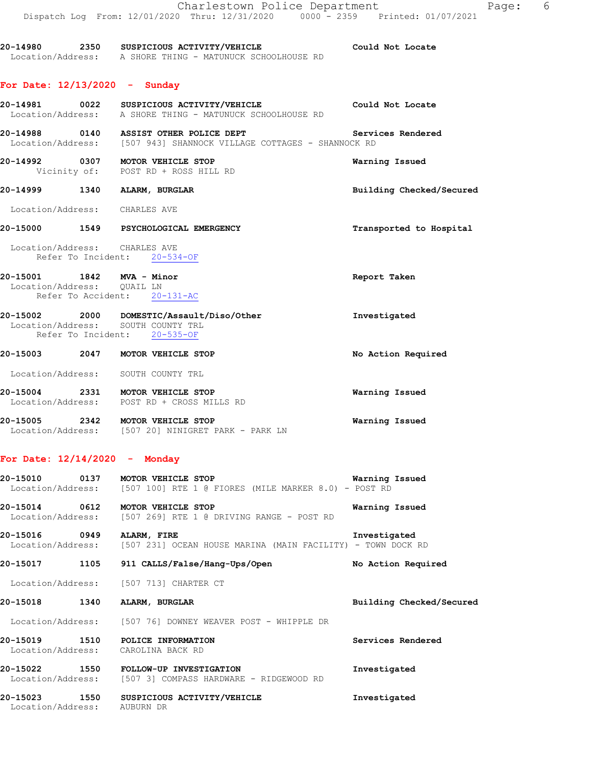20-14980 2350 **SUSPICIOUS ACTIVITY/VEHICLE** Could Not Locate
Location/Address: A SHORE THING - MATUNUCK SCHOOLHOUSE RD

## For Date: 12/13/2020 - Sunday

20-14981 0022 **SUSPICIOUS ACTIVITY/VEHICLE** Could Not Locate
Location/Address: A SHORE THING - MATUNUCK SCHOOLHOUSE RD

20-14988 0140 **ASSIST OTHER POLICE DEPT** Services Rendered
Location/Address: [507 943] SHANNOCK VILLAGE COTTAGES - SHANNOCK RD

20-14992 0307 **MOTOR VEHICLE STOP** Warning Issued
Vicinity of: POST RD + ROSS HILL RD

20-14999 1340 **ALARM, BURGLAR** Building Checked/Secured
Location/Address: CHARLES AVE

20-15000 1549 **PSYCHOLOGICAL EMERGENCY** Transported to Hospital
Location/Address: CHARLES AVE
Refer To Incident: 20-534-OF

20-15001 1842 **MVA - Minor** Report Taken
Location/Address: QUAIL LN
Refer To Accident: 20-131-AC

20-15002 2000 **DOMESTIC/Assault/Diso/Other** Investigated
Location/Address: SOUTH COUNTY TRL
Refer To Incident: 20-535-OF

20-15003 2047 **MOTOR VEHICLE STOP** No Action Required
Location/Address: SOUTH COUNTY TRL

20-15004 2331 **MOTOR VEHICLE STOP** Warning Issued
Location/Address: POST RD + CROSS MILLS RD

20-15005 2342 **MOTOR VEHICLE STOP** Warning Issued
Location/Address: [507 20] NINIGRET PARK - PARK LN

## For Date: 12/14/2020 - Monday

20-15010 0137 **MOTOR VEHICLE STOP** Warning Issued
Location/Address: [507 100] RTE 1 @ FIORES (MILE MARKER 8.0) - POST RD

20-15014 0612 **MOTOR VEHICLE STOP** Warning Issued
Location/Address: [507 269] RTE 1 @ DRIVING RANGE - POST RD

20-15016 0949 **ALARM, FIRE** Investigated
Location/Address: [507 231] OCEAN HOUSE MARINA (MAIN FACILITY) - TOWN DOCK RD

20-15017 1105 **911 CALLS/False/Hang-Ups/Open** No Action Required
Location/Address: [507 713] CHARTER CT

20-15018 1340 **ALARM, BURGLAR** Building Checked/Secured
Location/Address: [507 76] DOWNEY WEAVER POST - WHIPPLE DR

20-15019 1510 **POLICE INFORMATION** Services Rendered
Location/Address: CAROLINA BACK RD

20-15022 1550 **FOLLOW-UP INVESTIGATION** Investigated
Location/Address: [507 3] COMPASS HARDWARE - RIDGEWOOD RD

20-15023 1550 **SUSPICIOUS ACTIVITY/VEHICLE** Investigated
Location/Address: AUBURN DR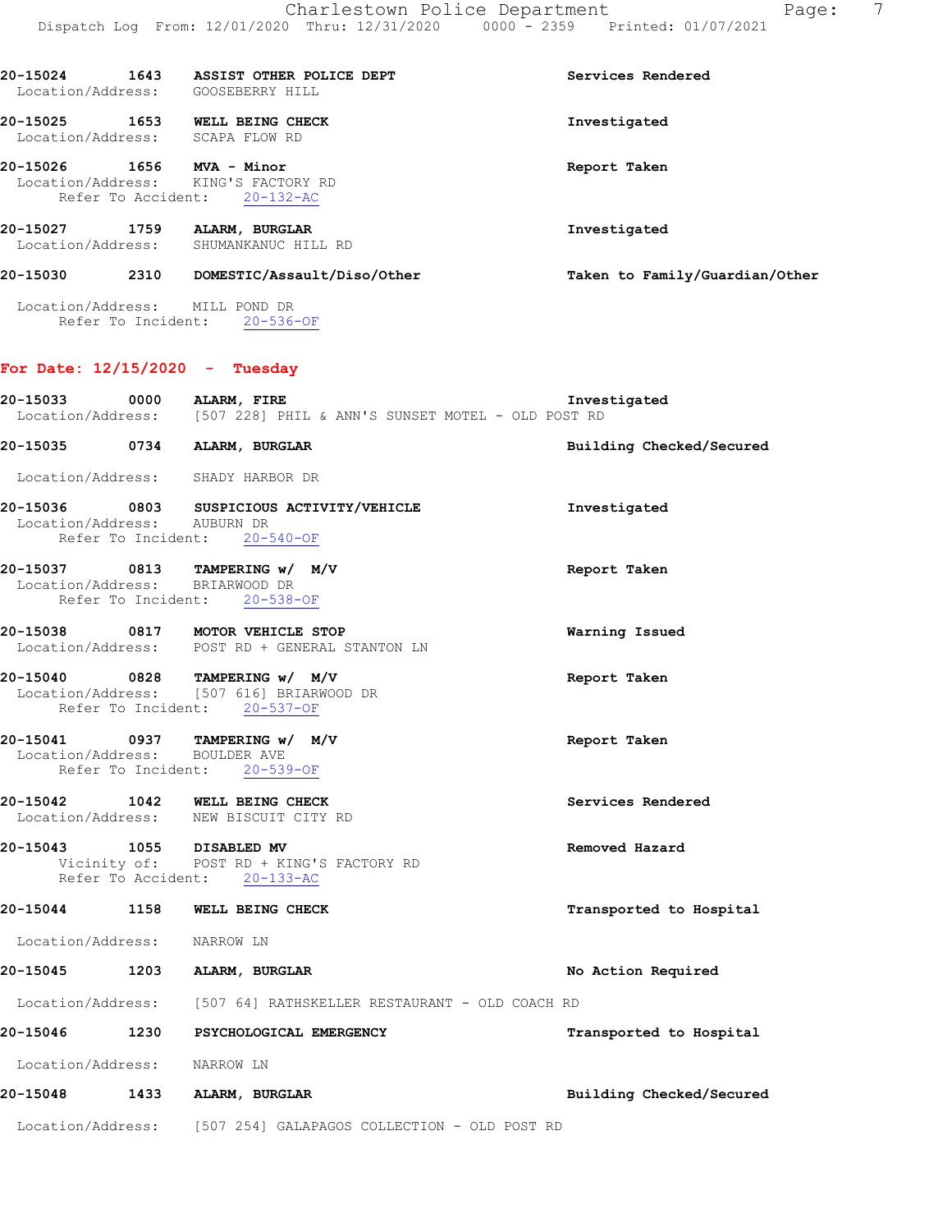**20-15024** 1643 **ASSIST OTHER POLICE DEPT** **Services Rendered**
Location/Address: GOOSEBERRY HILL

**20-15025** 1653 **WELL BEING CHECK** **Investigated**
Location/Address: SCAPA FLOW RD

**20-15026** 1656 **MVA - Minor** **Report Taken**
Location/Address: KING'S FACTORY RD
Refer To Accident: 20-132-AC

**20-15027** 1759 **ALARM, BURGLAR** **Investigated**
Location/Address: SHUMANKANUC HILL RD

**20-15030** 2310 **DOMESTIC/Assault/Diso/Other** **Taken to Family/Guardian/Other**
Location/Address: MILL POND DR
Refer To Incident: 20-536-OF

## For Date: 12/15/2020 - Tuesday

**20-15033** 0000 **ALARM, FIRE** **Investigated**
Location/Address: [507 228] PHIL & ANN'S SUNSET MOTEL - OLD POST RD

**20-15035** 0734 **ALARM, BURGLAR** **Building Checked/Secured**
Location/Address: SHADY HARBOR DR

**20-15036** 0803 **SUSPICIOUS ACTIVITY/VEHICLE** **Investigated**
Location/Address: AUBURN DR
Refer To Incident: 20-540-OF

**20-15037** 0813 **TAMPERING w/ M/V** **Report Taken**
Location/Address: BRIARWOOD DR
Refer To Incident: 20-538-OF

**20-15038** 0817 **MOTOR VEHICLE STOP** **Warning Issued**
Location/Address: POST RD + GENERAL STANTON LN

**20-15040** 0828 **TAMPERING w/ M/V** **Report Taken**
Location/Address: [507 616] BRIARWOOD DR
Refer To Incident: 20-537-OF

**20-15041** 0937 **TAMPERING w/ M/V** **Report Taken**
Location/Address: BOULDER AVE
Refer To Incident: 20-539-OF

**20-15042** 1042 **WELL BEING CHECK** **Services Rendered**
Location/Address: NEW BISCUIT CITY RD

**20-15043** 1055 **DISABLED MV** **Removed Hazard**
Vicinity of: POST RD + KING'S FACTORY RD
Refer To Accident: 20-133-AC

**20-15044** 1158 **WELL BEING CHECK** **Transported to Hospital**
Location/Address: NARROW LN

**20-15045** 1203 **ALARM, BURGLAR** **No Action Required**
Location/Address: [507 64] RATHSKELLER RESTAURANT - OLD COACH RD

**20-15046** 1230 **PSYCHOLOGICAL EMERGENCY** **Transported to Hospital**
Location/Address: NARROW LN

**20-15048** 1433 **ALARM, BURGLAR** **Building Checked/Secured**
Location/Address: [507 254] GALAPAGOS COLLECTION - OLD POST RD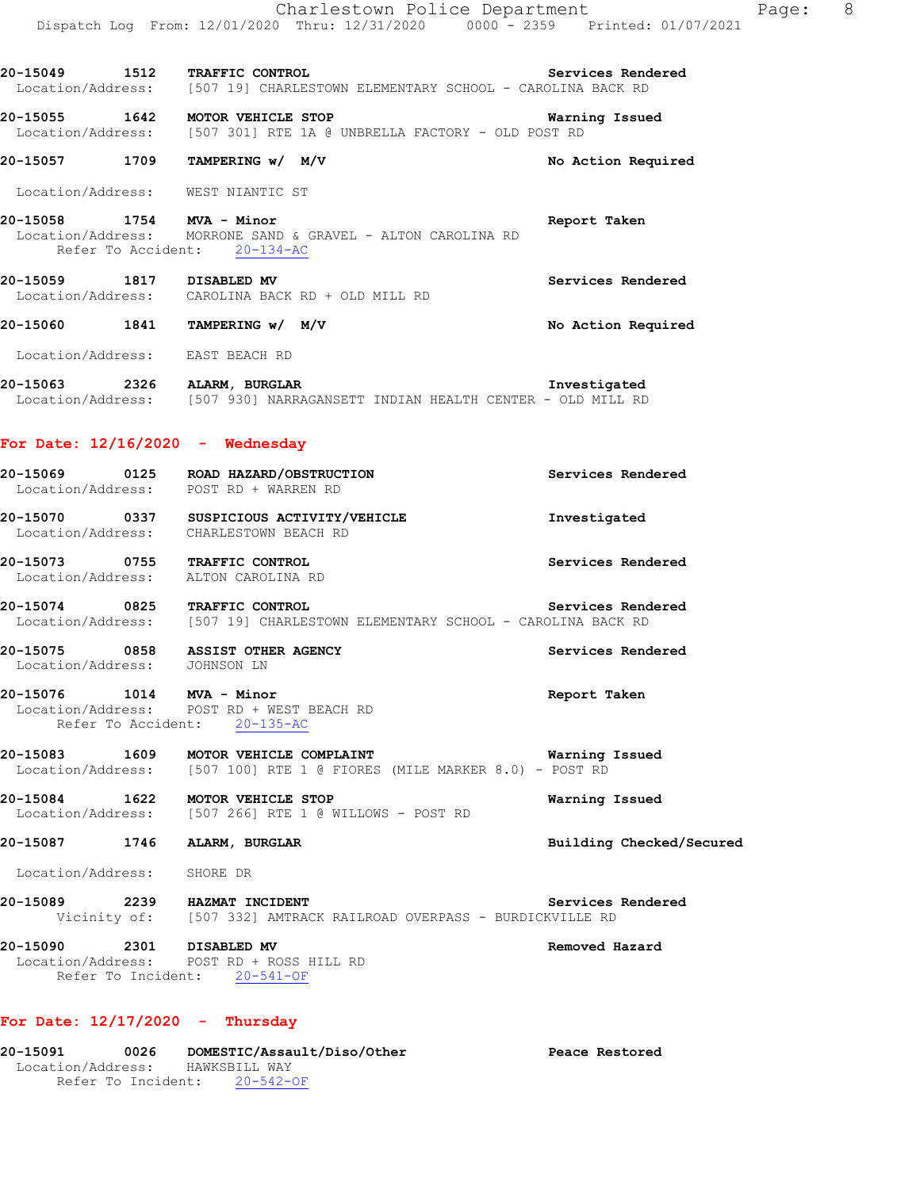20-15049 1512 **TRAFFIC CONTROL** Services Rendered
Location/Address: [507 19] CHARLESTOWN ELEMENTARY SCHOOL - CAROLINA BACK RD

20-15055 1642 **MOTOR VEHICLE STOP** Warning Issued
Location/Address: [507 301] RTE 1A @ UNBRELLA FACTORY - OLD POST RD

20-15057 1709 **TAMPERING w/ M/V** No Action Required
Location/Address: WEST NIANTIC ST

20-15058 1754 **MVA - Minor** Report Taken
Location/Address: MORRONE SAND & GRAVEL - ALTON CAROLINA RD
Refer To Accident: 20-134-AC

20-15059 1817 **DISABLED MV** Services Rendered
Location/Address: CAROLINA BACK RD + OLD MILL RD

20-15060 1841 **TAMPERING w/ M/V** No Action Required
Location/Address: EAST BEACH RD

20-15063 2326 **ALARM, BURGLAR** Investigated
Location/Address: [507 930] NARRAGANSETT INDIAN HEALTH CENTER - OLD MILL RD

## For Date: 12/16/2020 - Wednesday

20-15069 0125 **ROAD HAZARD/OBSTRUCTION** Services Rendered
Location/Address: POST RD + WARREN RD

20-15070 0337 **SUSPICIOUS ACTIVITY/VEHICLE** Investigated
Location/Address: CHARLESTOWN BEACH RD

20-15073 0755 **TRAFFIC CONTROL** Services Rendered
Location/Address: ALTON CAROLINA RD

20-15074 0825 **TRAFFIC CONTROL** Services Rendered
Location/Address: [507 19] CHARLESTOWN ELEMENTARY SCHOOL - CAROLINA BACK RD

20-15075 0858 **ASSIST OTHER AGENCY** Services Rendered
Location/Address: JOHNSON LN

20-15076 1014 **MVA - Minor** Report Taken
Location/Address: POST RD + WEST BEACH RD
Refer To Accident: 20-135-AC

20-15083 1609 **MOTOR VEHICLE COMPLAINT** Warning Issued
Location/Address: [507 100] RTE 1 @ FIORES (MILE MARKER 8.0) - POST RD

20-15084 1622 **MOTOR VEHICLE STOP** Warning Issued
Location/Address: [507 266] RTE 1 @ WILLOWS - POST RD

20-15087 1746 **ALARM, BURGLAR** Building Checked/Secured
Location/Address: SHORE DR

20-15089 2239 **HAZMAT INCIDENT** Services Rendered
Vicinity of: [507 332] AMTRACK RAILROAD OVERPASS - BURDICKVILLE RD

20-15090 2301 **DISABLED MV** Removed Hazard
Location/Address: POST RD + ROSS HILL RD
Refer To Incident: 20-541-OF

## For Date: 12/17/2020 - Thursday

20-15091 0026 **DOMESTIC/Assault/Diso/Other** Peace Restored
Location/Address: HAWKSBILL WAY
Refer To Incident: 20-542-OF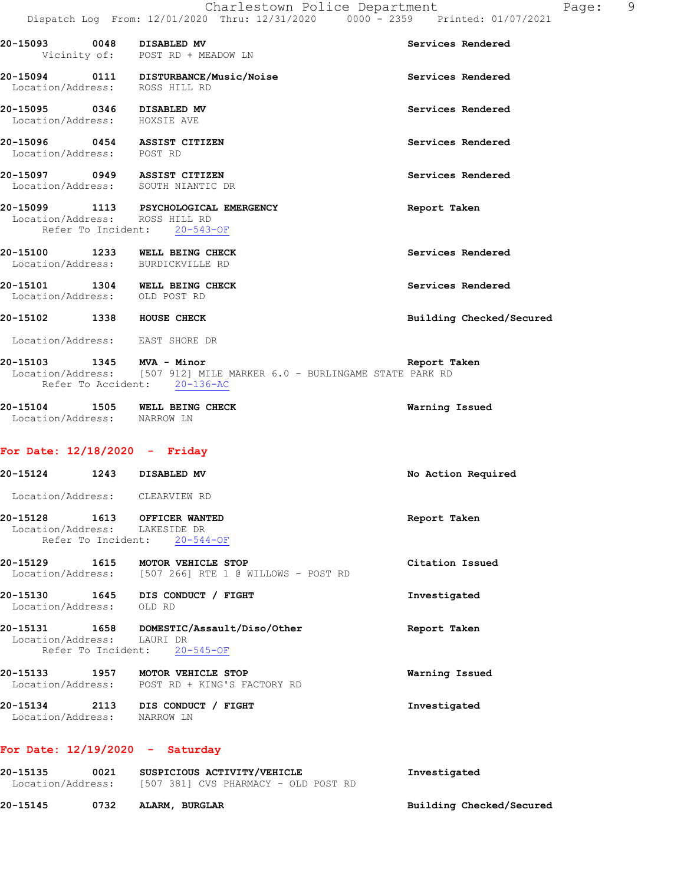20-15093 0048 **DISABLED MV** Services Rendered
Vicinity of: POST RD + MEADOW LN

20-15094 0111 **DISTURBANCE/Music/Noise** Services Rendered
Location/Address: ROSS HILL RD

20-15095 0346 **DISABLED MV** Services Rendered
Location/Address: HOXSIE AVE

20-15096 0454 **ASSIST CITIZEN** Services Rendered
Location/Address: POST RD

20-15097 0949 **ASSIST CITIZEN** Services Rendered
Location/Address: SOUTH NIANTIC DR

20-15099 1113 **PSYCHOLOGICAL EMERGENCY** Report Taken
Location/Address: ROSS HILL RD
Refer To Incident: 20-543-OF

20-15100 1233 **WELL BEING CHECK** Services Rendered
Location/Address: BURDICKVILLE RD

20-15101 1304 **WELL BEING CHECK** Services Rendered
Location/Address: OLD POST RD

20-15102 1338 **HOUSE CHECK** Building Checked/Secured
Location/Address: EAST SHORE DR

20-15103 1345 **MVA - Minor** Report Taken
Location/Address: [507 912] MILE MARKER 6.0 - BURLINGAME STATE PARK RD
Refer To Accident: 20-136-AC

20-15104 1505 **WELL BEING CHECK** Warning Issued
Location/Address: NARROW LN

## For Date: 12/18/2020 - Friday

20-15124 1243 **DISABLED MV** No Action Required
Location/Address: CLEARVIEW RD

20-15128 1613 **OFFICER WANTED** Report Taken
Location/Address: LAKESIDE DR
Refer To Incident: 20-544-OF

20-15129 1615 **MOTOR VEHICLE STOP** Citation Issued
Location/Address: [507 266] RTE 1 @ WILLOWS - POST RD

20-15130 1645 **DIS CONDUCT / FIGHT** Investigated
Location/Address: OLD RD

20-15131 1658 **DOMESTIC/Assault/Diso/Other** Report Taken
Location/Address: LAURI DR
Refer To Incident: 20-545-OF

20-15133 1957 **MOTOR VEHICLE STOP** Warning Issued
Location/Address: POST RD + KING'S FACTORY RD

20-15134 2113 **DIS CONDUCT / FIGHT** Investigated
Location/Address: NARROW LN

## For Date: 12/19/2020 - Saturday

20-15135 0021 **SUSPICIOUS ACTIVITY/VEHICLE** Investigated
Location/Address: [507 381] CVS PHARMACY - OLD POST RD

20-15145 0732 **ALARM, BURGLAR** Building Checked/Secured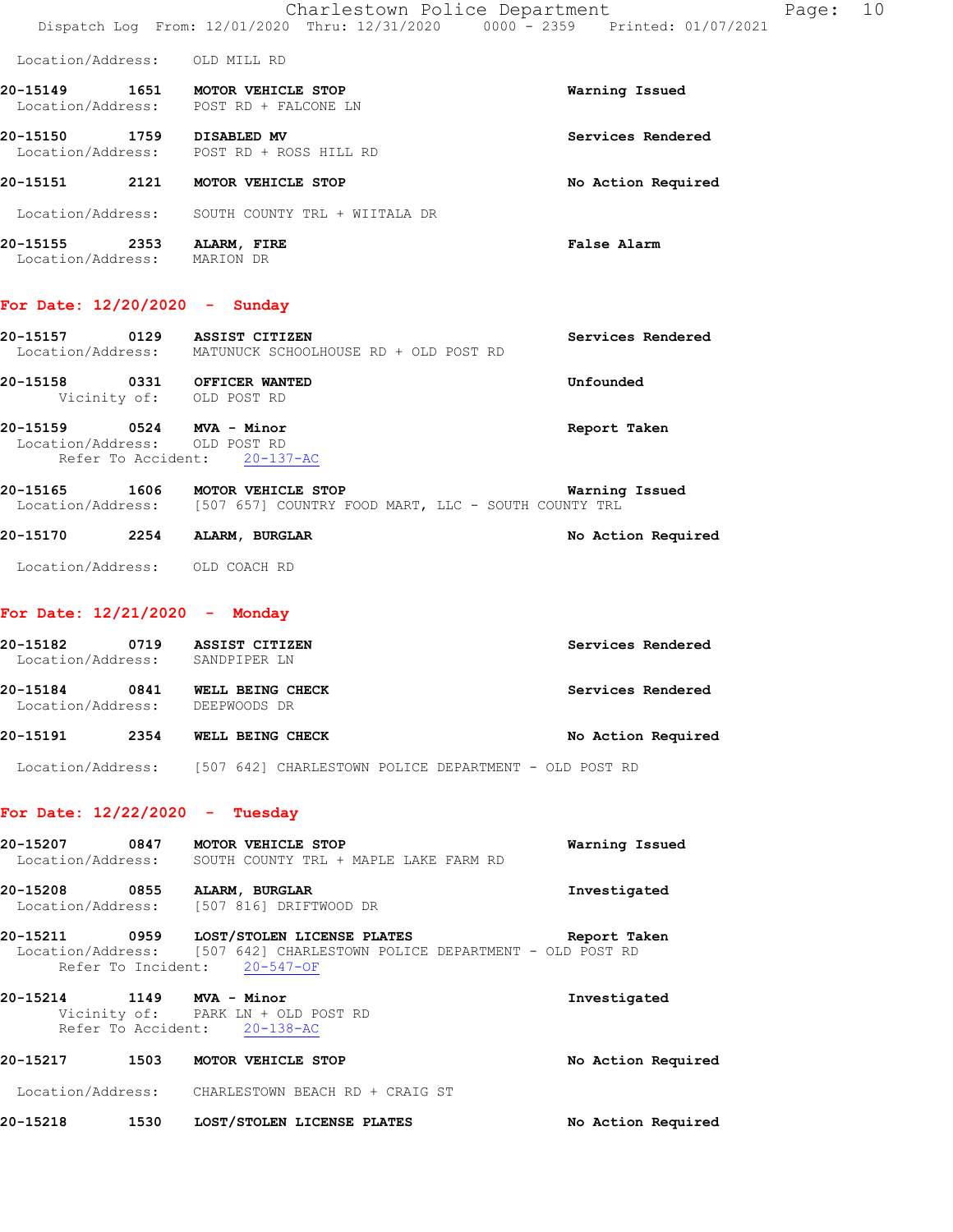Location/Address: OLD MILL RD

**20-15149** 1651 **MOTOR VEHICLE STOP** — Warning Issued
Location/Address: POST RD + FALCONE LN

**20-15150** 1759 **DISABLED MV** — Services Rendered
Location/Address: POST RD + ROSS HILL RD

**20-15151** 2121 **MOTOR VEHICLE STOP** — No Action Required
Location/Address: SOUTH COUNTY TRL + WIITALA DR

**20-15155** 2353 **ALARM, FIRE** — False Alarm
Location/Address: MARION DR

## For Date: 12/20/2020 - Sunday

**20-15157** 0129 **ASSIST CITIZEN** — Services Rendered
Location/Address: MATUNUCK SCHOOLHOUSE RD + OLD POST RD

**20-15158** 0331 **OFFICER WANTED** — Unfounded
Vicinity of: OLD POST RD

**20-15159** 0524 **MVA - Minor** — Report Taken
Location/Address: OLD POST RD
Refer To Accident: 20-137-AC

**20-15165** 1606 **MOTOR VEHICLE STOP** — Warning Issued
Location/Address: [507 657] COUNTRY FOOD MART, LLC - SOUTH COUNTY TRL

**20-15170** 2254 **ALARM, BURGLAR** — No Action Required
Location/Address: OLD COACH RD

## For Date: 12/21/2020 - Monday

**20-15182** 0719 **ASSIST CITIZEN** — Services Rendered
Location/Address: SANDPIPER LN

**20-15184** 0841 **WELL BEING CHECK** — Services Rendered
Location/Address: DEEPWOODS DR

**20-15191** 2354 **WELL BEING CHECK** — No Action Required
Location/Address: [507 642] CHARLESTOWN POLICE DEPARTMENT - OLD POST RD

## For Date: 12/22/2020 - Tuesday

**20-15207** 0847 **MOTOR VEHICLE STOP** — Warning Issued
Location/Address: SOUTH COUNTY TRL + MAPLE LAKE FARM RD

**20-15208** 0855 **ALARM, BURGLAR** — Investigated
Location/Address: [507 816] DRIFTWOOD DR

**20-15211** 0959 **LOST/STOLEN LICENSE PLATES** — Report Taken
Location/Address: [507 642] CHARLESTOWN POLICE DEPARTMENT - OLD POST RD
Refer To Incident: 20-547-OF

**20-15214** 1149 **MVA - Minor** — Investigated
Vicinity of: PARK LN + OLD POST RD
Refer To Accident: 20-138-AC

**20-15217** 1503 **MOTOR VEHICLE STOP** — No Action Required
Location/Address: CHARLESTOWN BEACH RD + CRAIG ST

**20-15218** 1530 **LOST/STOLEN LICENSE PLATES** — No Action Required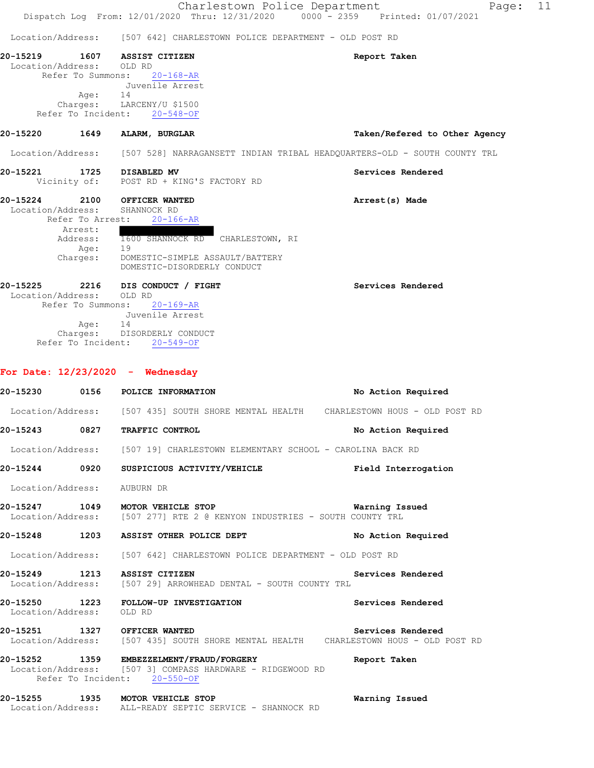Location/Address: [507 642] CHARLESTOWN POLICE DEPARTMENT - OLD POST RD

**20-15219 1607 ASSIST CITIZEN** Report Taken
Location/Address: OLD RD
Refer To Summons: 20-168-AR
Juvenile Arrest
Age: 14
Charges: LARCENY/U $1500
Refer To Incident: 20-548-OF

**20-15220 1649 ALARM, BURGLAR** Taken/Refered to Other Agency
Location/Address: [507 528] NARRAGANSETT INDIAN TRIBAL HEADQUARTERS-OLD - SOUTH COUNTY TRL

**20-15221 1725 DISABLED MV** Services Rendered
Vicinity of: POST RD + KING'S FACTORY RD

**20-15224 2100 OFFICER WANTED** Arrest(s) Made
Location/Address: SHANNOCK RD
Refer To Arrest: 20-166-AR
Arrest:
Address: 1600 SHANNOCK RD CHARLESTOWN, RI
Age: 19
Charges: DOMESTIC-SIMPLE ASSAULT/BATTERY
DOMESTIC-DISORDERLY CONDUCT

**20-15225 2216 DIS CONDUCT / FIGHT** Services Rendered
Location/Address: OLD RD
Refer To Summons: 20-169-AR
Juvenile Arrest
Age: 14
Charges: DISORDERLY CONDUCT
Refer To Incident: 20-549-OF

## For Date: 12/23/2020 - Wednesday

**20-15230 0156 POLICE INFORMATION** No Action Required
Location/Address: [507 435] SOUTH SHORE MENTAL HEALTH CHARLESTOWN HOUS - OLD POST RD

**20-15243 0827 TRAFFIC CONTROL** No Action Required
Location/Address: [507 19] CHARLESTOWN ELEMENTARY SCHOOL - CAROLINA BACK RD

**20-15244 0920 SUSPICIOUS ACTIVITY/VEHICLE** Field Interrogation
Location/Address: AUBURN DR

**20-15247 1049 MOTOR VEHICLE STOP** Warning Issued
Location/Address: [507 277] RTE 2 @ KENYON INDUSTRIES - SOUTH COUNTY TRL

**20-15248 1203 ASSIST OTHER POLICE DEPT** No Action Required
Location/Address: [507 642] CHARLESTOWN POLICE DEPARTMENT - OLD POST RD

**20-15249 1213 ASSIST CITIZEN** Services Rendered
Location/Address: [507 29] ARROWHEAD DENTAL - SOUTH COUNTY TRL

**20-15250 1223 FOLLOW-UP INVESTIGATION** Services Rendered
Location/Address: OLD RD

**20-15251 1327 OFFICER WANTED** Services Rendered
Location/Address: [507 435] SOUTH SHORE MENTAL HEALTH CHARLESTOWN HOUS - OLD POST RD

**20-15252 1359 EMBEZZELMENT/FRAUD/FORGERY** Report Taken
Location/Address: [507 3] COMPASS HARDWARE - RIDGEWOOD RD
Refer To Incident: 20-550-OF

**20-15255 1935 MOTOR VEHICLE STOP** Warning Issued
Location/Address: ALL-READY SEPTIC SERVICE - SHANNOCK RD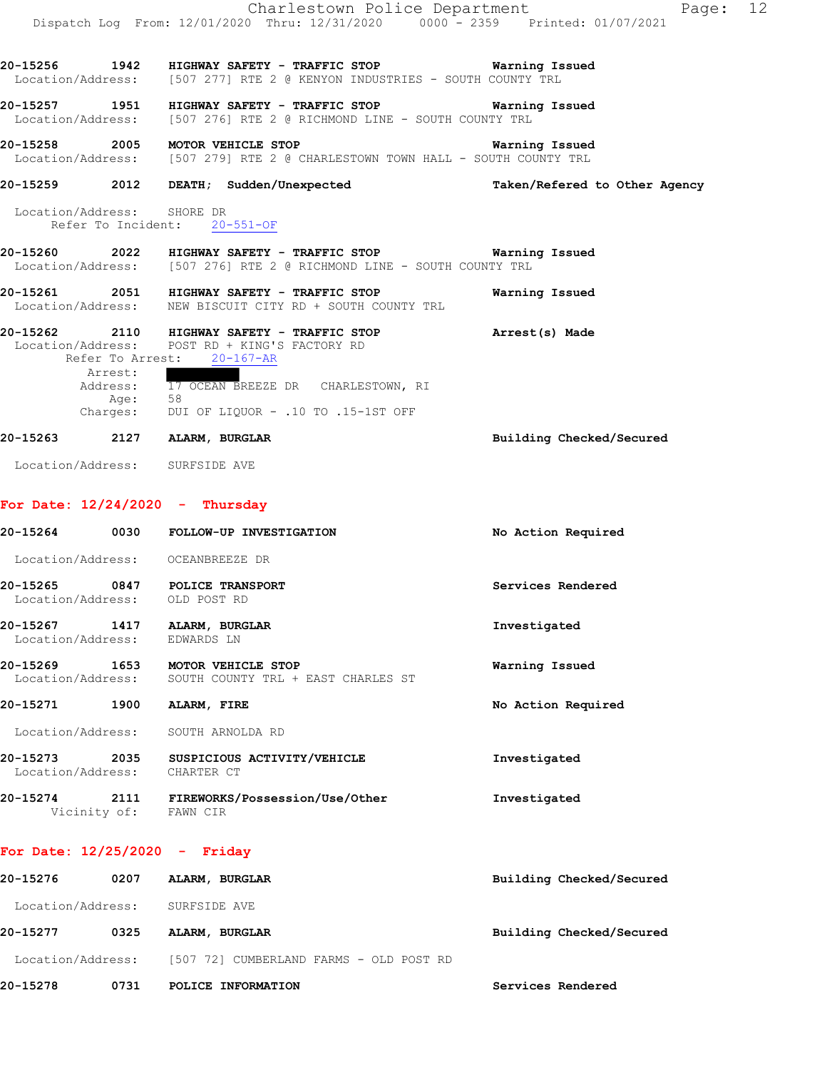20-15256 1942 **HIGHWAY SAFETY - TRAFFIC STOP** **Warning Issued**
Location/Address: [507 277] RTE 2 @ KENYON INDUSTRIES - SOUTH COUNTY TRL

20-15257 1951 **HIGHWAY SAFETY - TRAFFIC STOP** **Warning Issued**
Location/Address: [507 276] RTE 2 @ RICHMOND LINE - SOUTH COUNTY TRL

20-15258 2005 **MOTOR VEHICLE STOP** **Warning Issued**
Location/Address: [507 279] RTE 2 @ CHARLESTOWN TOWN HALL - SOUTH COUNTY TRL

20-15259 2012 **DEATH; Sudden/Unexpected** **Taken/Refered to Other Agency**
Location/Address: SHORE DR
Refer To Incident: 20-551-OF

20-15260 2022 **HIGHWAY SAFETY - TRAFFIC STOP** **Warning Issued**
Location/Address: [507 276] RTE 2 @ RICHMOND LINE - SOUTH COUNTY TRL

20-15261 2051 **HIGHWAY SAFETY - TRAFFIC STOP** **Warning Issued**
Location/Address: NEW BISCUIT CITY RD + SOUTH COUNTY TRL

20-15262 2110 **HIGHWAY SAFETY - TRAFFIC STOP** **Arrest(s) Made**
Location/Address: POST RD + KING'S FACTORY RD
Refer To Arrest: 20-167-AR
Arrest:
Address: 17 OCEAN BREEZE DR CHARLESTOWN, RI
Age: 58
Charges: DUI OF LIQUOR - .10 TO .15-1ST OFF

20-15263 2127 **ALARM, BURGLAR** **Building Checked/Secured**
Location/Address: SURFSIDE AVE

## For Date: 12/24/2020 - Thursday

20-15264 0030 **FOLLOW-UP INVESTIGATION** **No Action Required**
Location/Address: OCEANBREEZE DR

20-15265 0847 **POLICE TRANSPORT** **Services Rendered**
Location/Address: OLD POST RD

20-15267 1417 **ALARM, BURGLAR** **Investigated**
Location/Address: EDWARDS LN

20-15269 1653 **MOTOR VEHICLE STOP** **Warning Issued**
Location/Address: SOUTH COUNTY TRL + EAST CHARLES ST

20-15271 1900 **ALARM, FIRE** **No Action Required**
Location/Address: SOUTH ARNOLDA RD

20-15273 2035 **SUSPICIOUS ACTIVITY/VEHICLE** **Investigated**
Location/Address: CHARTER CT

20-15274 2111 **FIREWORKS/Possession/Use/Other** **Investigated**
Vicinity of: FAWN CIR

## For Date: 12/25/2020 - Friday

20-15276 0207 **ALARM, BURGLAR** **Building Checked/Secured**
Location/Address: SURFSIDE AVE

20-15277 0325 **ALARM, BURGLAR** **Building Checked/Secured**
Location/Address: [507 72] CUMBERLAND FARMS - OLD POST RD

20-15278 0731 **POLICE INFORMATION** **Services Rendered**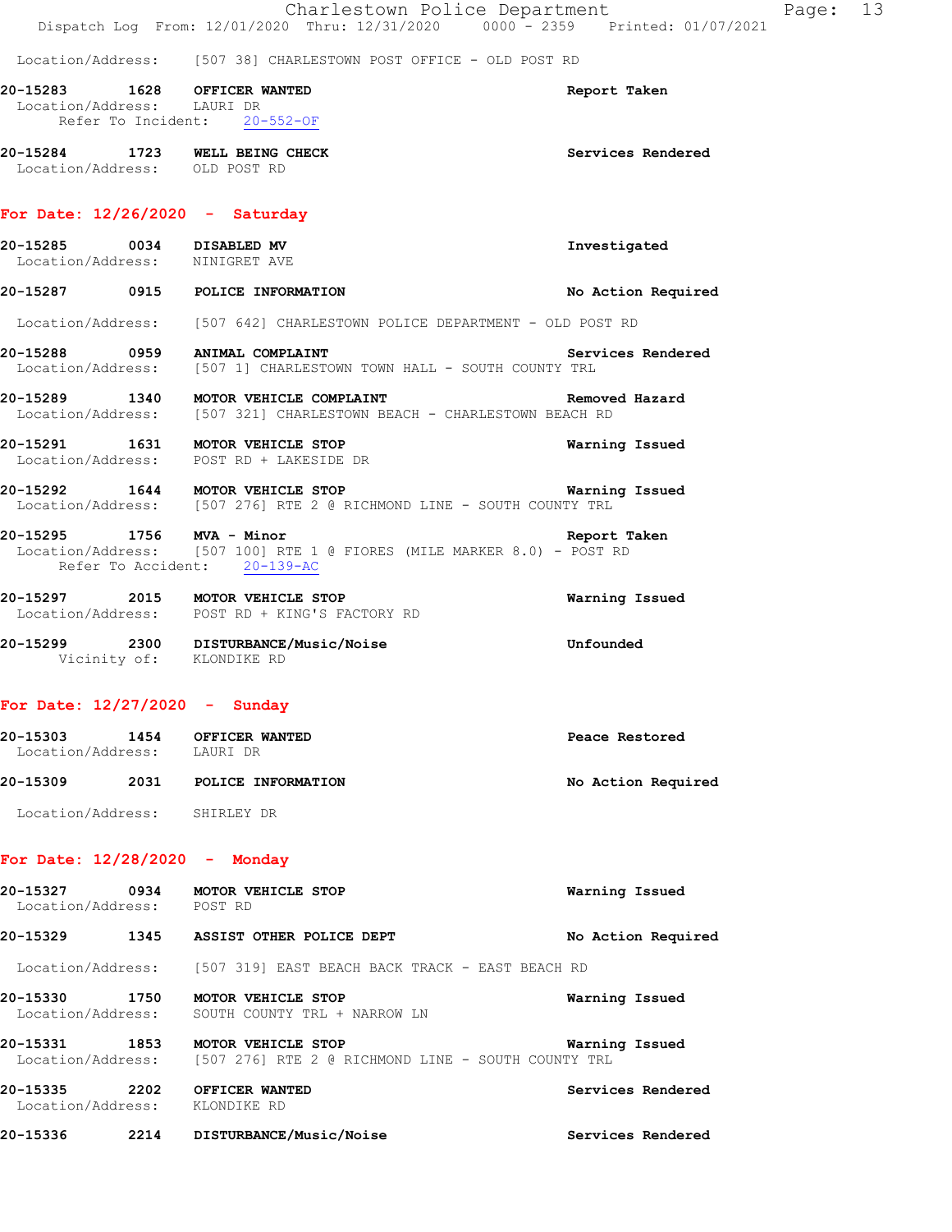Location/Address: [507 38] CHARLESTOWN POST OFFICE - OLD POST RD

**20-15283 1628 OFFICER WANTED** Report Taken
Location/Address: LAURI DR
Refer To Incident: 20-552-OF

**20-15284 1723 WELL BEING CHECK** Services Rendered
Location/Address: OLD POST RD

## For Date: 12/26/2020 - Saturday

**20-15285 0034 DISABLED MV** Investigated
Location/Address: NINIGRET AVE

**20-15287 0915 POLICE INFORMATION** No Action Required
Location/Address: [507 642] CHARLESTOWN POLICE DEPARTMENT - OLD POST RD

**20-15288 0959 ANIMAL COMPLAINT** Services Rendered
Location/Address: [507 1] CHARLESTOWN TOWN HALL - SOUTH COUNTY TRL

**20-15289 1340 MOTOR VEHICLE COMPLAINT** Removed Hazard
Location/Address: [507 321] CHARLESTOWN BEACH - CHARLESTOWN BEACH RD

**20-15291 1631 MOTOR VEHICLE STOP** Warning Issued
Location/Address: POST RD + LAKESIDE DR

**20-15292 1644 MOTOR VEHICLE STOP** Warning Issued
Location/Address: [507 276] RTE 2 @ RICHMOND LINE - SOUTH COUNTY TRL

**20-15295 1756 MVA - Minor** Report Taken
Location/Address: [507 100] RTE 1 @ FIORES (MILE MARKER 8.0) - POST RD
Refer To Accident: 20-139-AC

**20-15297 2015 MOTOR VEHICLE STOP** Warning Issued
Location/Address: POST RD + KING'S FACTORY RD

**20-15299 2300 DISTURBANCE/Music/Noise** Unfounded
Vicinity of: KLONDIKE RD

## For Date: 12/27/2020 - Sunday

**20-15303 1454 OFFICER WANTED** Peace Restored
Location/Address: LAURI DR

**20-15309 2031 POLICE INFORMATION** No Action Required
Location/Address: SHIRLEY DR

## For Date: 12/28/2020 - Monday

**20-15327 0934 MOTOR VEHICLE STOP** Warning Issued
Location/Address: POST RD

**20-15329 1345 ASSIST OTHER POLICE DEPT** No Action Required
Location/Address: [507 319] EAST BEACH BACK TRACK - EAST BEACH RD

**20-15330 1750 MOTOR VEHICLE STOP** Warning Issued
Location/Address: SOUTH COUNTY TRL + NARROW LN

**20-15331 1853 MOTOR VEHICLE STOP** Warning Issued
Location/Address: [507 276] RTE 2 @ RICHMOND LINE - SOUTH COUNTY TRL

**20-15335 2202 OFFICER WANTED** Services Rendered
Location/Address: KLONDIKE RD

**20-15336 2214 DISTURBANCE/Music/Noise** Services Rendered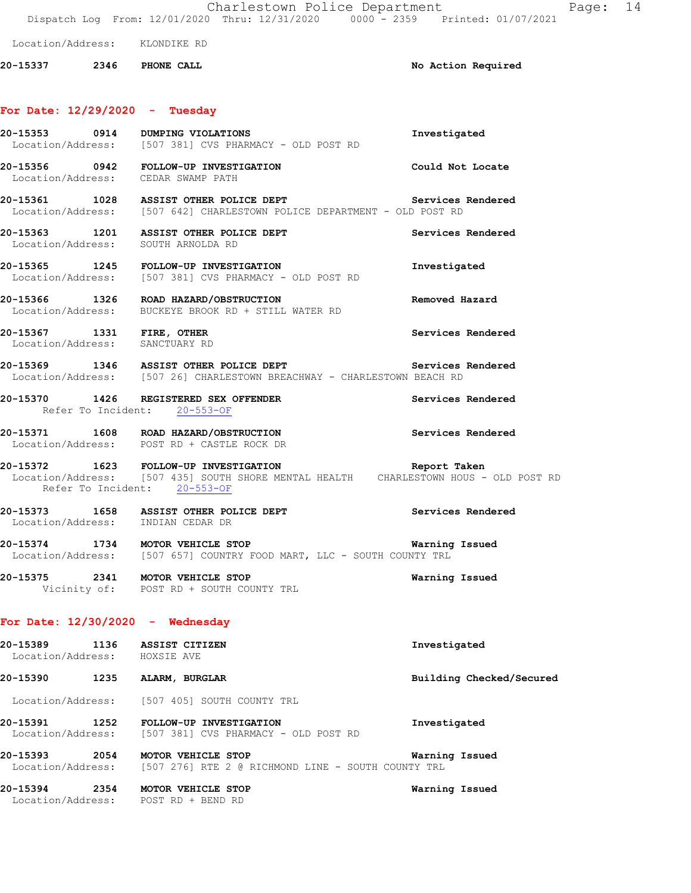Location/Address: KLONDIKE RD

**20-15337 2346 PHONE CALL** No Action Required

## For Date: 12/29/2020 - Tuesday

**20-15353 0914 DUMPING VIOLATIONS** Investigated
Location/Address: [507 381] CVS PHARMACY - OLD POST RD

**20-15356 0942 FOLLOW-UP INVESTIGATION** Could Not Locate
Location/Address: CEDAR SWAMP PATH

**20-15361 1028 ASSIST OTHER POLICE DEPT** Services Rendered
Location/Address: [507 642] CHARLESTOWN POLICE DEPARTMENT - OLD POST RD

**20-15363 1201 ASSIST OTHER POLICE DEPT** Services Rendered
Location/Address: SOUTH ARNOLDA RD

**20-15365 1245 FOLLOW-UP INVESTIGATION** Investigated
Location/Address: [507 381] CVS PHARMACY - OLD POST RD

**20-15366 1326 ROAD HAZARD/OBSTRUCTION** Removed Hazard
Location/Address: BUCKEYE BROOK RD + STILL WATER RD

**20-15367 1331 FIRE, OTHER** Services Rendered
Location/Address: SANCTUARY RD

**20-15369 1346 ASSIST OTHER POLICE DEPT** Services Rendered
Location/Address: [507 26] CHARLESTOWN BREACHWAY - CHARLESTOWN BEACH RD

**20-15370 1426 REGISTERED SEX OFFENDER** Services Rendered
Refer To Incident: 20-553-OF

**20-15371 1608 ROAD HAZARD/OBSTRUCTION** Services Rendered
Location/Address: POST RD + CASTLE ROCK DR

**20-15372 1623 FOLLOW-UP INVESTIGATION** Report Taken
Location/Address: [507 435] SOUTH SHORE MENTAL HEALTH CHARLESTOWN HOUS - OLD POST RD
Refer To Incident: 20-553-OF

**20-15373 1658 ASSIST OTHER POLICE DEPT** Services Rendered
Location/Address: INDIAN CEDAR DR

**20-15374 1734 MOTOR VEHICLE STOP** Warning Issued
Location/Address: [507 657] COUNTRY FOOD MART, LLC - SOUTH COUNTY TRL

**20-15375 2341 MOTOR VEHICLE STOP** Warning Issued
Vicinity of: POST RD + SOUTH COUNTY TRL

## For Date: 12/30/2020 - Wednesday

**20-15389 1136 ASSIST CITIZEN** Investigated
Location/Address: HOXSIE AVE

**20-15390 1235 ALARM, BURGLAR** Building Checked/Secured
Location/Address: [507 405] SOUTH COUNTY TRL

**20-15391 1252 FOLLOW-UP INVESTIGATION** Investigated
Location/Address: [507 381] CVS PHARMACY - OLD POST RD

**20-15393 2054 MOTOR VEHICLE STOP** Warning Issued
Location/Address: [507 276] RTE 2 @ RICHMOND LINE - SOUTH COUNTY TRL

**20-15394 2354 MOTOR VEHICLE STOP** Warning Issued
Location/Address: POST RD + BEND RD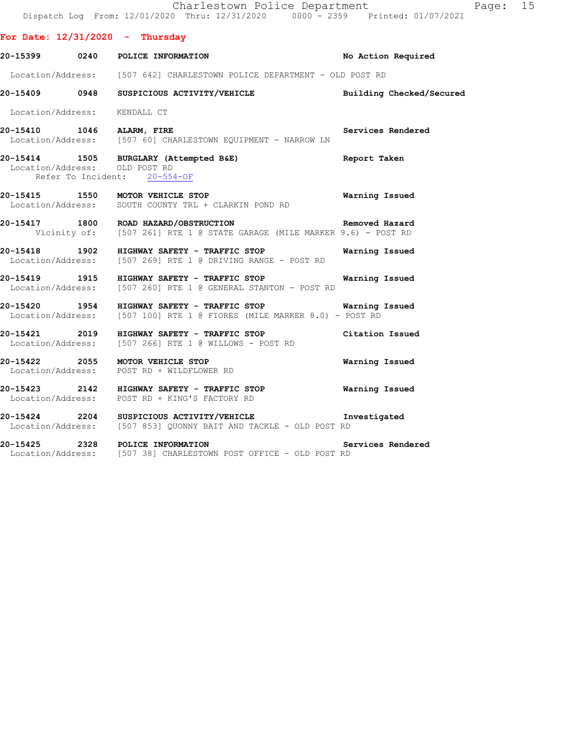**For Date: 12/31/2020 - Thursday**

**20-15399 0240 POLICE INFORMATION** **No Action Required**
Location/Address: [507 642] CHARLESTOWN POLICE DEPARTMENT - OLD POST RD

**20-15409 0948 SUSPICIOUS ACTIVITY/VEHICLE** **Building Checked/Secured**
Location/Address: KENDALL CT

**20-15410 1046 ALARM, FIRE** **Services Rendered**
Location/Address: [507 60] CHARLESTOWN EQUIPMENT - NARROW LN

**20-15414 1505 BURGLARY (Attempted B&E)** **Report Taken**
Location/Address: OLD POST RD
Refer To Incident: 20-554-OF

**20-15415 1550 MOTOR VEHICLE STOP** **Warning Issued**
Location/Address: SOUTH COUNTY TRL + CLARKIN POND RD

**20-15417 1800 ROAD HAZARD/OBSTRUCTION** **Removed Hazard**
Vicinity of: [507 261] RTE 1 @ STATE GARAGE (MILE MARKER 9.6) - POST RD

**20-15418 1902 HIGHWAY SAFETY - TRAFFIC STOP** **Warning Issued**
Location/Address: [507 269] RTE 1 @ DRIVING RANGE - POST RD

**20-15419 1915 HIGHWAY SAFETY - TRAFFIC STOP** **Warning Issued**
Location/Address: [507 260] RTE 1 @ GENERAL STANTON - POST RD

**20-15420 1954 HIGHWAY SAFETY - TRAFFIC STOP** **Warning Issued**
Location/Address: [507 100] RTE 1 @ FIORES (MILE MARKER 8.0) - POST RD

**20-15421 2019 HIGHWAY SAFETY - TRAFFIC STOP** **Citation Issued**
Location/Address: [507 266] RTE 1 @ WILLOWS - POST RD

**20-15422 2055 MOTOR VEHICLE STOP** **Warning Issued**
Location/Address: POST RD + WILDFLOWER RD

**20-15423 2142 HIGHWAY SAFETY - TRAFFIC STOP** **Warning Issued**
Location/Address: POST RD + KING'S FACTORY RD

**20-15424 2204 SUSPICIOUS ACTIVITY/VEHICLE** **Investigated**
Location/Address: [507 853] QUONNY BAIT AND TACKLE - OLD POST RD

**20-15425 2328 POLICE INFORMATION** **Services Rendered**
Location/Address: [507 38] CHARLESTOWN POST OFFICE - OLD POST RD